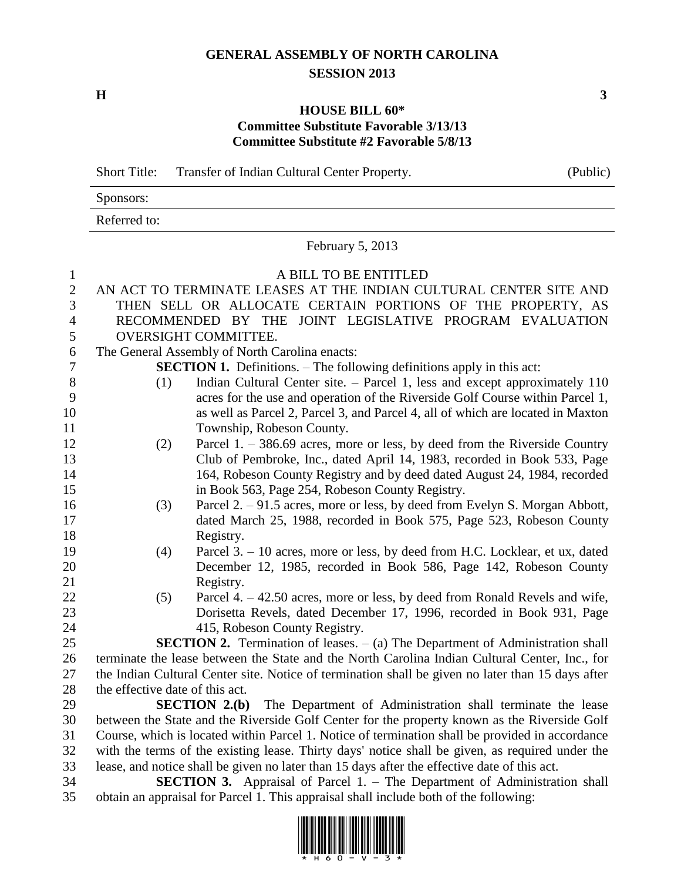# GENERAL ASSEMBLY OF NORTH CAROLINA
## SESSION 2013

**H** **3**

## HOUSE BILL 60*
### Committee Substitute Favorable 3/13/13
### Committee Substitute #2 Favorable 5/8/13

Short Title: Transfer of Indian Cultural Center Property. (Public)

Sponsors:

Referred to:

February 5, 2013

A BILL TO BE ENTITLED

AN ACT TO TERMINATE LEASES AT THE INDIAN CULTURAL CENTER SITE AND THEN SELL OR ALLOCATE CERTAIN PORTIONS OF THE PROPERTY, AS RECOMMENDED BY THE JOINT LEGISLATIVE PROGRAM EVALUATION OVERSIGHT COMMITTEE.

The General Assembly of North Carolina enacts:

**SECTION 1.** Definitions. – The following definitions apply in this act:

(1) Indian Cultural Center site. – Parcel 1, less and except approximately 110 acres for the use and operation of the Riverside Golf Course within Parcel 1, as well as Parcel 2, Parcel 3, and Parcel 4, all of which are located in Maxton Township, Robeson County.

(2) Parcel 1. – 386.69 acres, more or less, by deed from the Riverside Country Club of Pembroke, Inc., dated April 14, 1983, recorded in Book 533, Page 164, Robeson County Registry and by deed dated August 24, 1984, recorded in Book 563, Page 254, Robeson County Registry.

(3) Parcel 2. – 91.5 acres, more or less, by deed from Evelyn S. Morgan Abbott, dated March 25, 1988, recorded in Book 575, Page 523, Robeson County Registry.

(4) Parcel 3. – 10 acres, more or less, by deed from H.C. Locklear, et ux, dated December 12, 1985, recorded in Book 586, Page 142, Robeson County Registry.

(5) Parcel 4. – 42.50 acres, more or less, by deed from Ronald Revels and wife, Dorisetta Revels, dated December 17, 1996, recorded in Book 931, Page 415, Robeson County Registry.

**SECTION 2.** Termination of leases. – (a) The Department of Administration shall terminate the lease between the State and the North Carolina Indian Cultural Center, Inc., for the Indian Cultural Center site. Notice of termination shall be given no later than 15 days after the effective date of this act.

**SECTION 2.(b)** The Department of Administration shall terminate the lease between the State and the Riverside Golf Center for the property known as the Riverside Golf Course, which is located within Parcel 1. Notice of termination shall be provided in accordance with the terms of the existing lease. Thirty days' notice shall be given, as required under the lease, and notice shall be given no later than 15 days after the effective date of this act.

**SECTION 3.** Appraisal of Parcel 1. – The Department of Administration shall obtain an appraisal for Parcel 1. This appraisal shall include both of the following: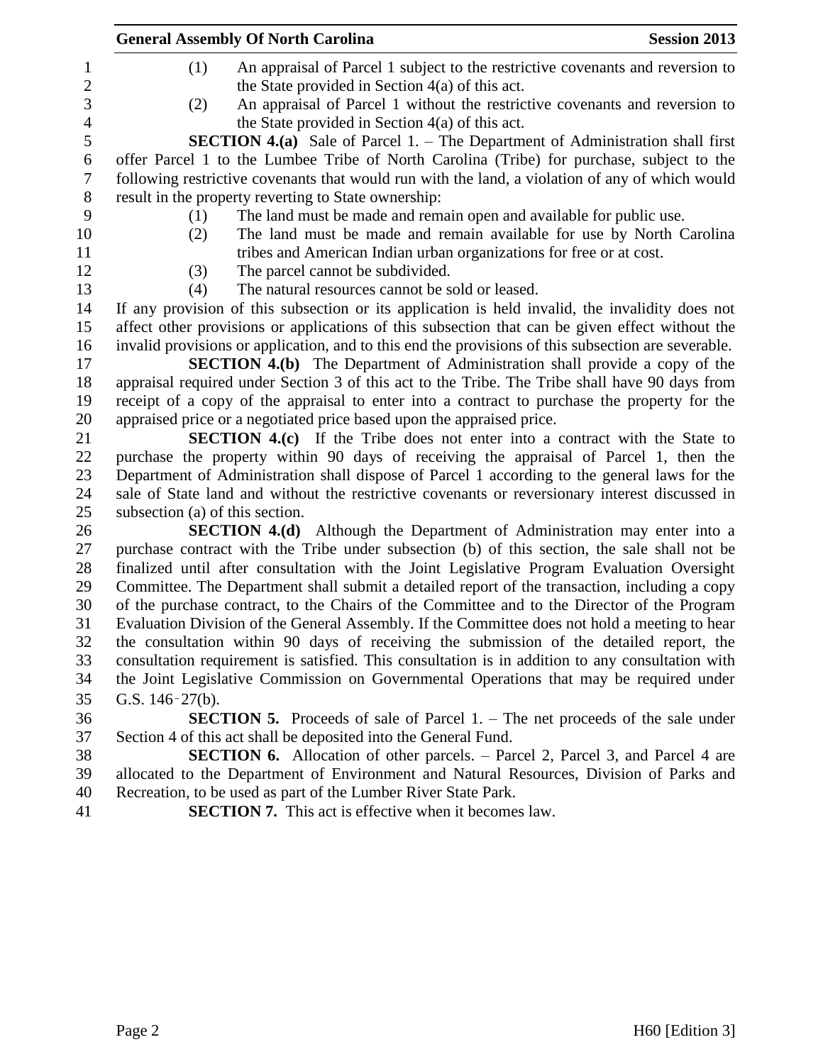(1) An appraisal of Parcel 1 subject to the restrictive covenants and reversion to the State provided in Section 4(a) of this act.

(2) An appraisal of Parcel 1 without the restrictive covenants and reversion to the State provided in Section 4(a) of this act.

**SECTION 4.(a)** Sale of Parcel 1. – The Department of Administration shall first offer Parcel 1 to the Lumbee Tribe of North Carolina (Tribe) for purchase, subject to the following restrictive covenants that would run with the land, a violation of any of which would result in the property reverting to State ownership:

(1) The land must be made and remain open and available for public use.

(2) The land must be made and remain available for use by North Carolina tribes and American Indian urban organizations for free or at cost.

(3) The parcel cannot be subdivided.

(4) The natural resources cannot be sold or leased.

If any provision of this subsection or its application is held invalid, the invalidity does not affect other provisions or applications of this subsection that can be given effect without the invalid provisions or application, and to this end the provisions of this subsection are severable.

**SECTION 4.(b)** The Department of Administration shall provide a copy of the appraisal required under Section 3 of this act to the Tribe. The Tribe shall have 90 days from receipt of a copy of the appraisal to enter into a contract to purchase the property for the appraised price or a negotiated price based upon the appraised price.

**SECTION 4.(c)** If the Tribe does not enter into a contract with the State to purchase the property within 90 days of receiving the appraisal of Parcel 1, then the Department of Administration shall dispose of Parcel 1 according to the general laws for the sale of State land and without the restrictive covenants or reversionary interest discussed in subsection (a) of this section.

**SECTION 4.(d)** Although the Department of Administration may enter into a purchase contract with the Tribe under subsection (b) of this section, the sale shall not be finalized until after consultation with the Joint Legislative Program Evaluation Oversight Committee. The Department shall submit a detailed report of the transaction, including a copy of the purchase contract, to the Chairs of the Committee and to the Director of the Program Evaluation Division of the General Assembly. If the Committee does not hold a meeting to hear the consultation within 90 days of receiving the submission of the detailed report, the consultation requirement is satisfied. This consultation is in addition to any consultation with the Joint Legislative Commission on Governmental Operations that may be required under G.S. 146‑27(b).

**SECTION 5.** Proceeds of sale of Parcel 1. – The net proceeds of the sale under Section 4 of this act shall be deposited into the General Fund.

**SECTION 6.** Allocation of other parcels. – Parcel 2, Parcel 3, and Parcel 4 are allocated to the Department of Environment and Natural Resources, Division of Parks and Recreation, to be used as part of the Lumber River State Park.

**SECTION 7.** This act is effective when it becomes law.